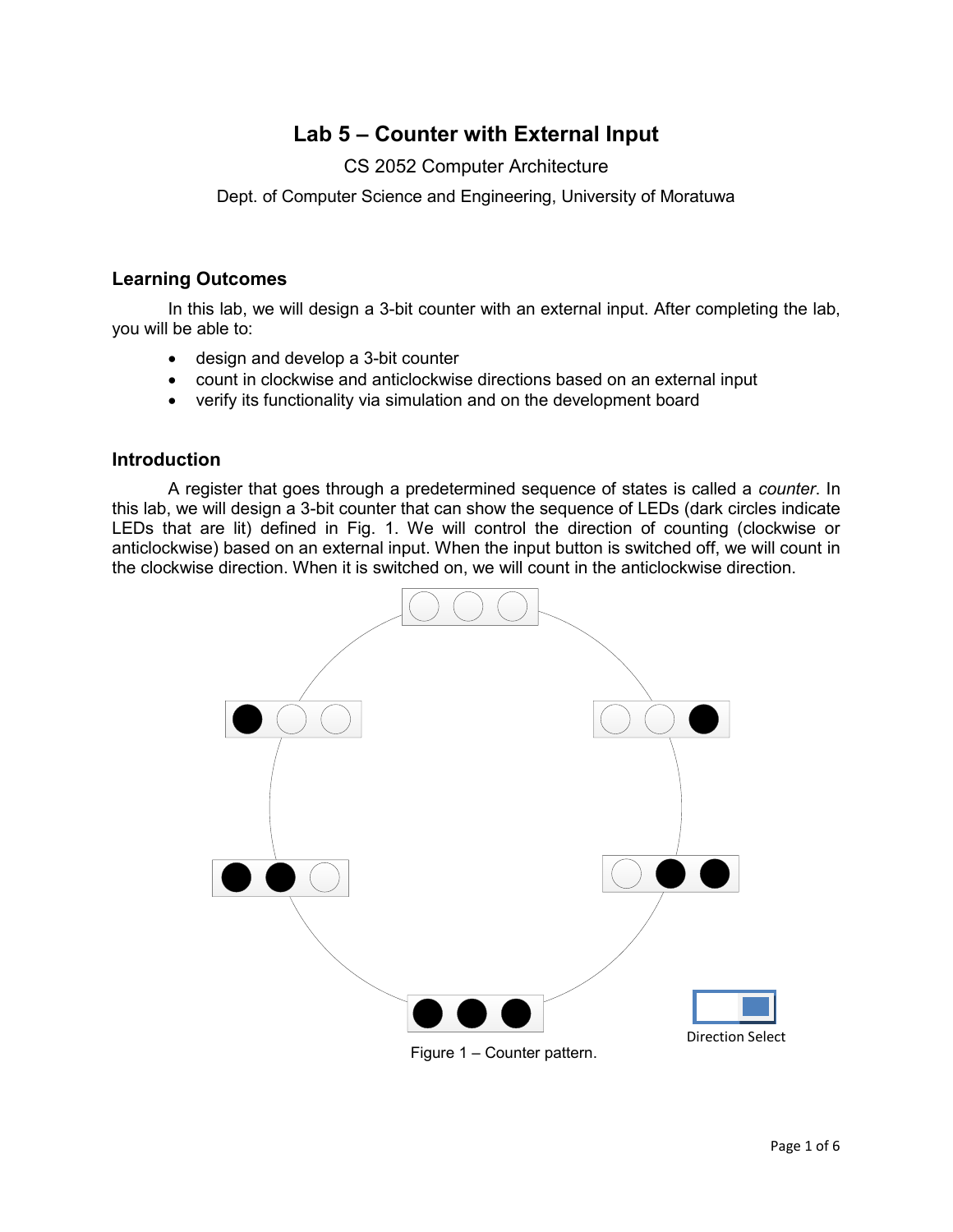# Lab 5 – Counter with External Input

CS 2052 Computer Architecture

Dept. of Computer Science and Engineering, University of Moratuwa

## Learning Outcomes

In this lab, we will design a 3-bit counter with an external input. After completing the lab, you will be able to:

- design and develop a 3-bit counter
- count in clockwise and anticlockwise directions based on an external input
- verify its functionality via simulation and on the development board

## Introduction

A register that goes through a predetermined sequence of states is called a *counter*. In this lab, we will design a 3-bit counter that can show the sequence of LEDs (dark circles indicate LEDs that are lit) defined in Fig. 1. We will control the direction of counting (clockwise or anticlockwise) based on an external input. When the input button is switched off, we will count in the clockwise direction. When it is switched on, we will count in the anticlockwise direction.

Direction Select

Figure 1 – Counter pattern.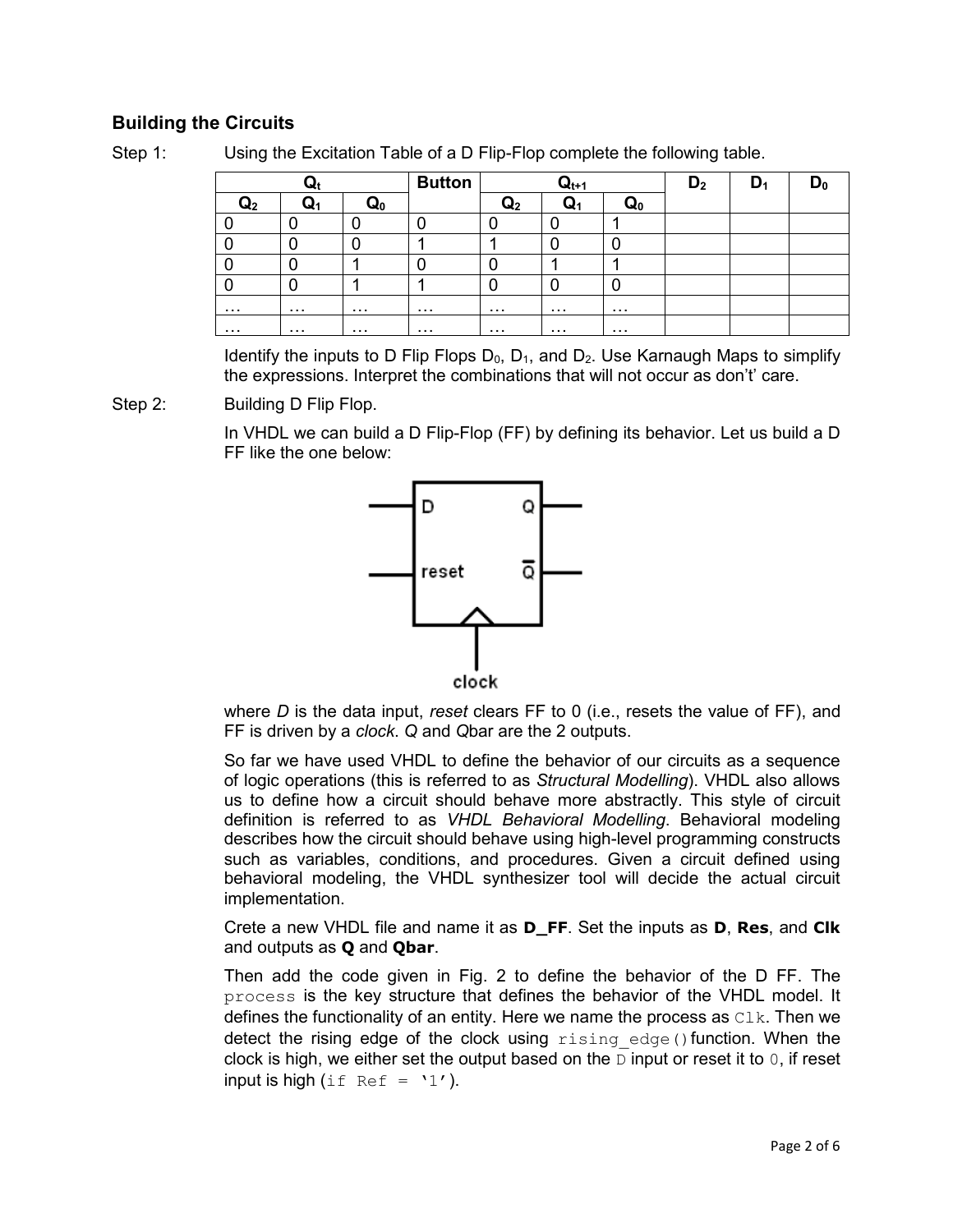## Building the Circuits

Step 1: Using the Excitation Table of a D Flip-Flop complete the following table.

| $Q_t$ | | | Button | $Q_{t+1}$ | | | $D_2$ | $D_1$ | $D_0$ |
|---|---|---|---|---|---|---|---|---|---|
| $Q_2$ | $Q_1$ | $Q_0$ | | $Q_2$ | $Q_1$ | $Q_0$ | | | |
| 0 | 0 | 0 | 0 | 0 | 0 | 1 | | | |
| 0 | 0 | 0 | 1 | 1 | 0 | 0 | | | |
| 0 | 0 | 1 | 0 | 0 | 1 | 1 | | | |
| 0 | 0 | 1 | 1 | 0 | 0 | 0 | | | |
| … | … | … | … | … | … | … | | | |
| … | … | … | … | … | … | … | | | |

Identify the inputs to D Flip Flops $D_0$, $D_1$, and $D_2$. Use Karnaugh Maps to simplify the expressions. Interpret the combinations that will not occur as don't' care.

Step 2: Building D Flip Flop.

In VHDL we can build a D Flip-Flop (FF) by defining its behavior. Let us build a D FF like the one below:

where *D* is the data input, *reset* clears FF to 0 (i.e., resets the value of FF), and FF is driven by a *clock*. *Q* and *Q*bar are the 2 outputs.

So far we have used VHDL to define the behavior of our circuits as a sequence of logic operations (this is referred to as *Structural Modelling*). VHDL also allows us to define how a circuit should behave more abstractly. This style of circuit definition is referred to as *VHDL Behavioral Modelling*. Behavioral modeling describes how the circuit should behave using high-level programming constructs such as variables, conditions, and procedures. Given a circuit defined using behavioral modeling, the VHDL synthesizer tool will decide the actual circuit implementation.

Crete a new VHDL file and name it as **D_FF**. Set the inputs as **D**, **Res**, and **Clk** and outputs as **Q** and **Qbar**.

Then add the code given in Fig. 2 to define the behavior of the D FF. The `process` is the key structure that defines the behavior of the VHDL model. It defines the functionality of an entity. Here we name the process as `Clk`. Then we detect the rising edge of the clock using `rising_edge()` function. When the clock is high, we either set the output based on the `D` input or reset it to `0`, if reset input is high (`if Ref = '1'`).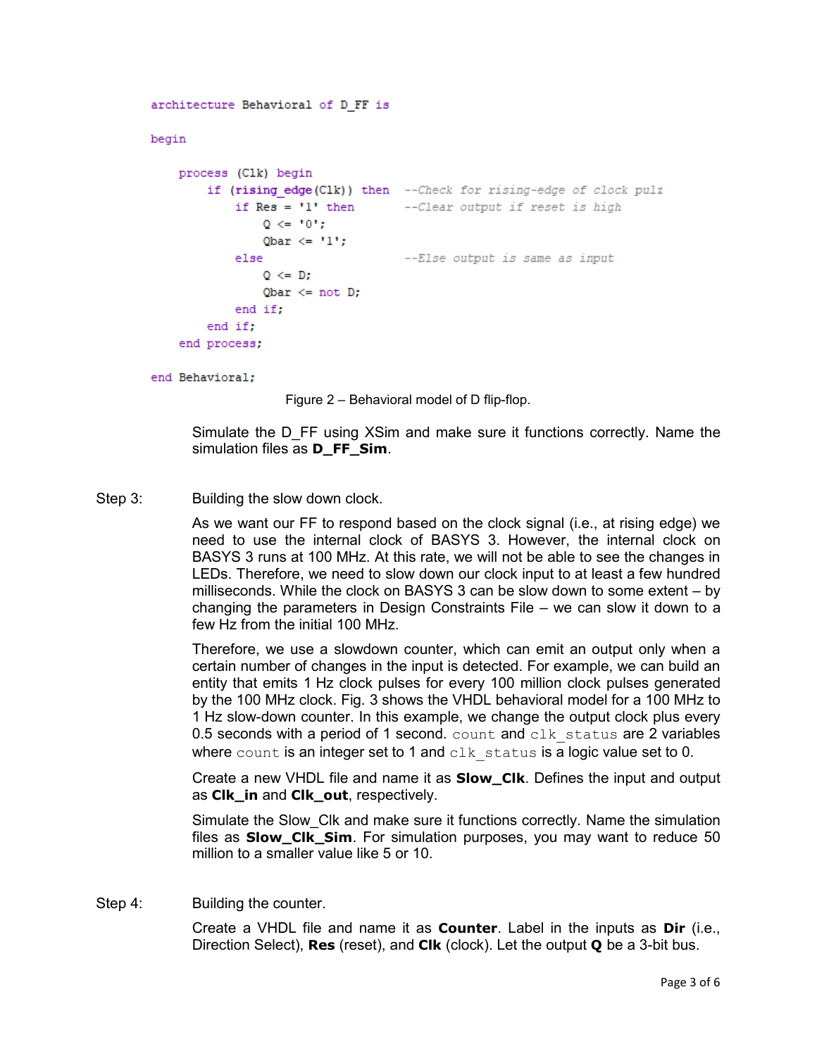```vhdl
architecture Behavioral of D_FF is

begin

    process (Clk) begin
        if (rising_edge(Clk)) then   --Check for rising-edge of clock pulz
            if Res = '1' then        --Clear output if reset is high
                Q <= '0';
                Qbar <= '1';
            else                     --Else output is same as input
                Q <= D;
                Qbar <= not D;
            end if;
        end if;
    end process;

end Behavioral;
```

Figure 2 – Behavioral model of D flip-flop.

Simulate the D_FF using XSim and make sure it functions correctly. Name the simulation files as **D_FF_Sim**.

Step 3: Building the slow down clock.

As we want our FF to respond based on the clock signal (i.e., at rising edge) we need to use the internal clock of BASYS 3. However, the internal clock on BASYS 3 runs at 100 MHz. At this rate, we will not be able to see the changes in LEDs. Therefore, we need to slow down our clock input to at least a few hundred milliseconds. While the clock on BASYS 3 can be slow down to some extent – by changing the parameters in Design Constraints File – we can slow it down to a few Hz from the initial 100 MHz.

Therefore, we use a slowdown counter, which can emit an output only when a certain number of changes in the input is detected. For example, we can build an entity that emits 1 Hz clock pulses for every 100 million clock pulses generated by the 100 MHz clock. Fig. 3 shows the VHDL behavioral model for a 100 MHz to 1 Hz slow-down counter. In this example, we change the output clock plus every 0.5 second with a period of 1 second. `count` and `clk_status` are 2 variables where `count` is an integer set to 1 and `clk_status` is a logic value set to 0.

Create a new VHDL file and name it as **Slow_Clk**. Defines the input and output as **Clk_in** and **Clk_out**, respectively.

Simulate the Slow_Clk and make sure it functions correctly. Name the simulation files as **Slow_Clk_Sim**. For simulation purposes, you may want to reduce 50 million to a smaller value like 5 or 10.

Step 4: Building the counter.

Create a VHDL file and name it as **Counter**. Label in the inputs as **Dir** (i.e., Direction Select), **Res** (reset), and **Clk** (clock). Let the output **Q** be a 3-bit bus.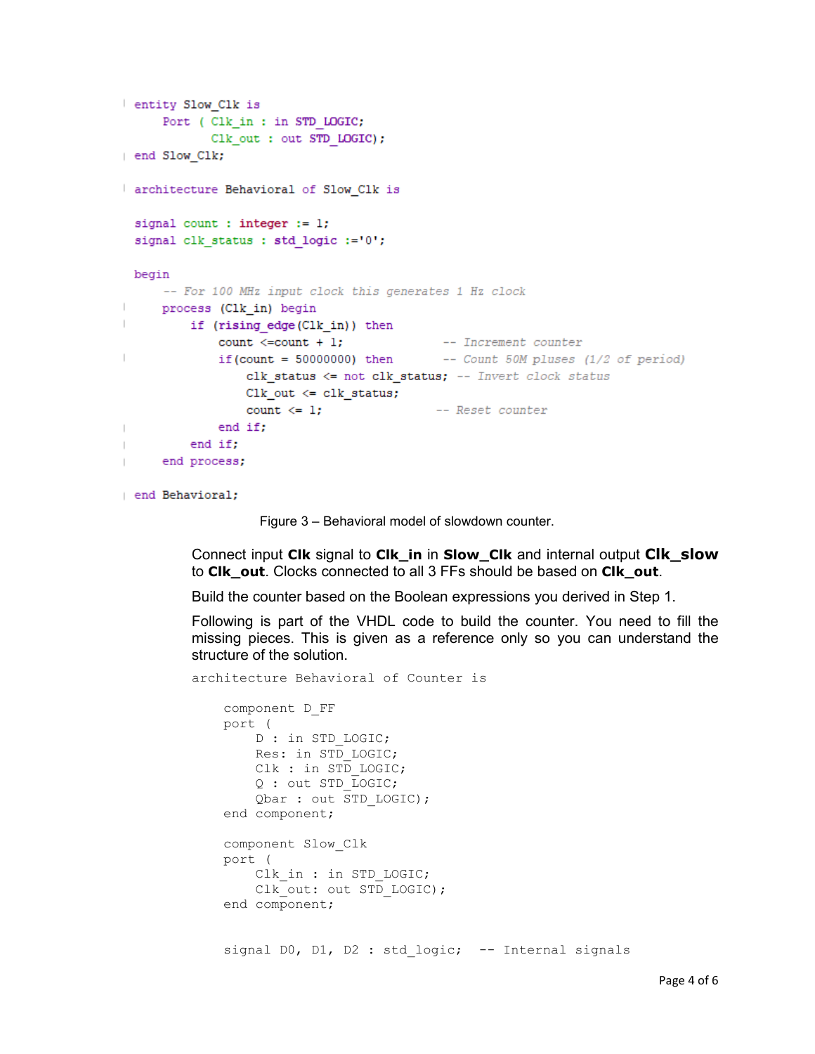```vhdl
entity Slow_Clk is
    Port ( Clk_in : in STD_LOGIC;
           Clk_out : out STD_LOGIC);
end Slow_Clk;

architecture Behavioral of Slow_Clk is

signal count : integer := 1;
signal clk_status : std_logic :='0';

begin
    -- For 100 MHz input clock this generates 1 Hz clock
    process (Clk_in) begin
        if (rising_edge(Clk_in)) then
            count <=count + 1;               -- Increment counter
            if(count = 50000000) then        -- Count 50M pluses (1/2 of period)
                clk_status <= not clk_status; -- Invert clock status
                Clk_out <= clk_status;
                count <= 1;                  -- Reset counter
            end if;
        end if;
    end process;

end Behavioral;
```

Figure 3 – Behavioral model of slowdown counter.

Connect input **Clk** signal to **Clk_in** in **Slow_Clk** and internal output **Clk_slow** to **Clk_out**. Clocks connected to all 3 FFs should be based on **Clk_out**.

Build the counter based on the Boolean expressions you derived in Step 1.

Following is part of the VHDL code to build the counter. You need to fill the missing pieces. This is given as a reference only so you can understand the structure of the solution.

```vhdl
architecture Behavioral of Counter is

    component D_FF
    port (
        D : in STD_LOGIC;
        Res: in STD_LOGIC;
        Clk : in STD_LOGIC;
        Q : out STD_LOGIC;
        Qbar : out STD_LOGIC);
    end component;

    component Slow_Clk
    port (
        Clk_in : in STD_LOGIC;
        Clk_out: out STD_LOGIC);
    end component;


    signal D0, D1, D2 : std_logic;  -- Internal signals
```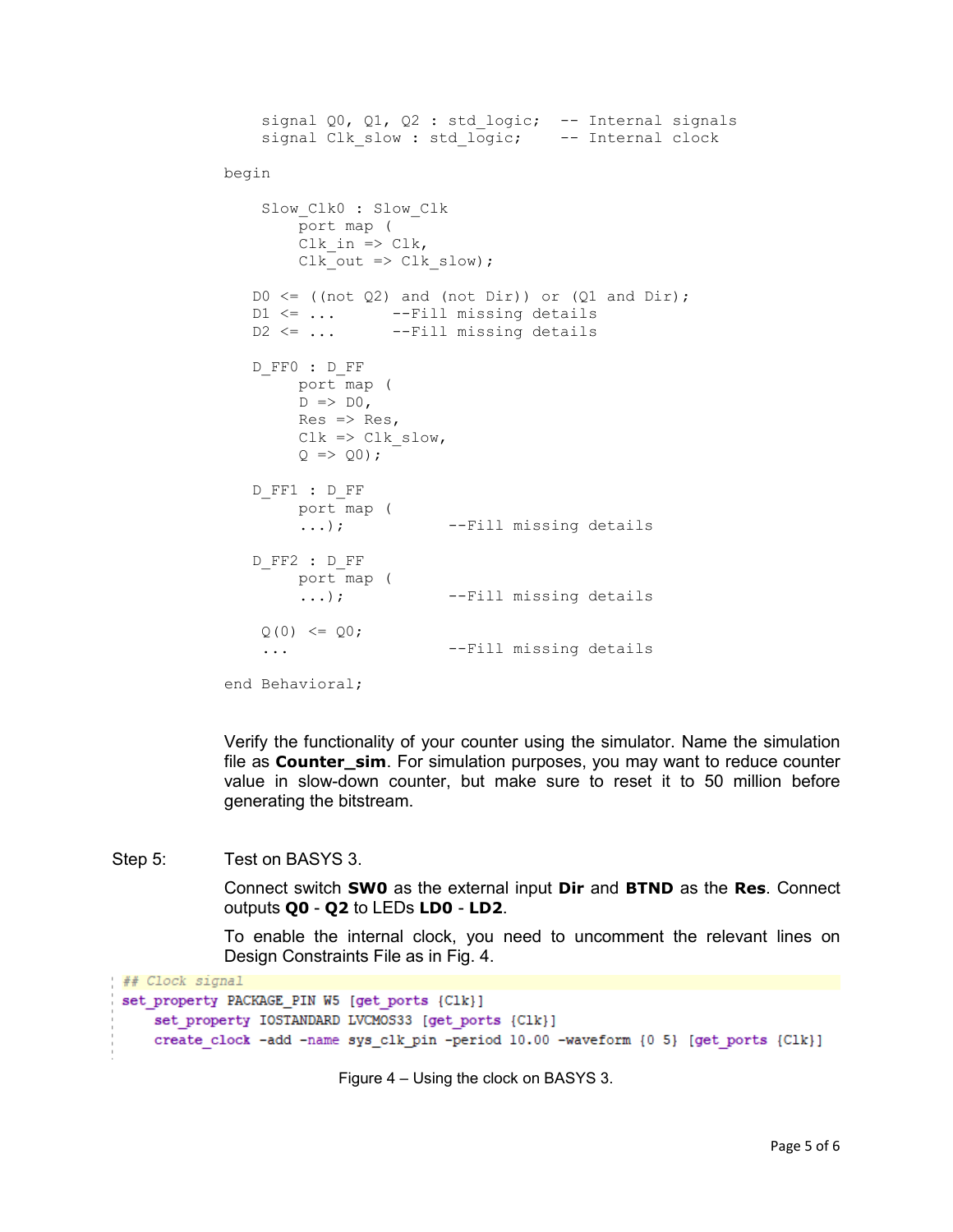```
    signal Q0, Q1, Q2 : std_logic;  -- Internal signals
    signal Clk_slow : std_logic;    -- Internal clock

begin

    Slow_Clk0 : Slow_Clk
        port map (
        Clk_in => Clk,
        Clk_out => Clk_slow);

   D0 <= ((not Q2) and (not Dir)) or (Q1 and Dir);
   D1 <= ...      --Fill missing details
   D2 <= ...      --Fill missing details

   D_FF0 : D_FF
        port map (
        D => D0,
        Res => Res,
        Clk => Clk_slow,
        Q => Q0);

   D_FF1 : D_FF
        port map (
        ...);           --Fill missing details

   D_FF2 : D_FF
        port map (
        ...);           --Fill missing details

    Q(0) <= Q0;
    ...                 --Fill missing details

end Behavioral;
```

Verify the functionality of your counter using the simulator. Name the simulation file as **Counter_sim**. For simulation purposes, you may want to reduce counter value in slow-down counter, but make sure to reset it to 50 million before generating the bitstream.

Step 5: Test on BASYS 3.

Connect switch **SW0** as the external input **Dir** and **BTND** as the **Res**. Connect outputs **Q0** - **Q2** to LEDs **LD0** - **LD2**.

To enable the internal clock, you need to uncomment the relevant lines on Design Constraints File as in Fig. 4.

```
## Clock signal
set_property PACKAGE_PIN W5 [get_ports {Clk}]
    set_property IOSTANDARD LVCMOS33 [get_ports {Clk}]
    create_clock -add -name sys_clk_pin -period 10.00 -waveform {0 5} [get_ports {Clk}]
```

Figure 4 – Using the clock on BASYS 3.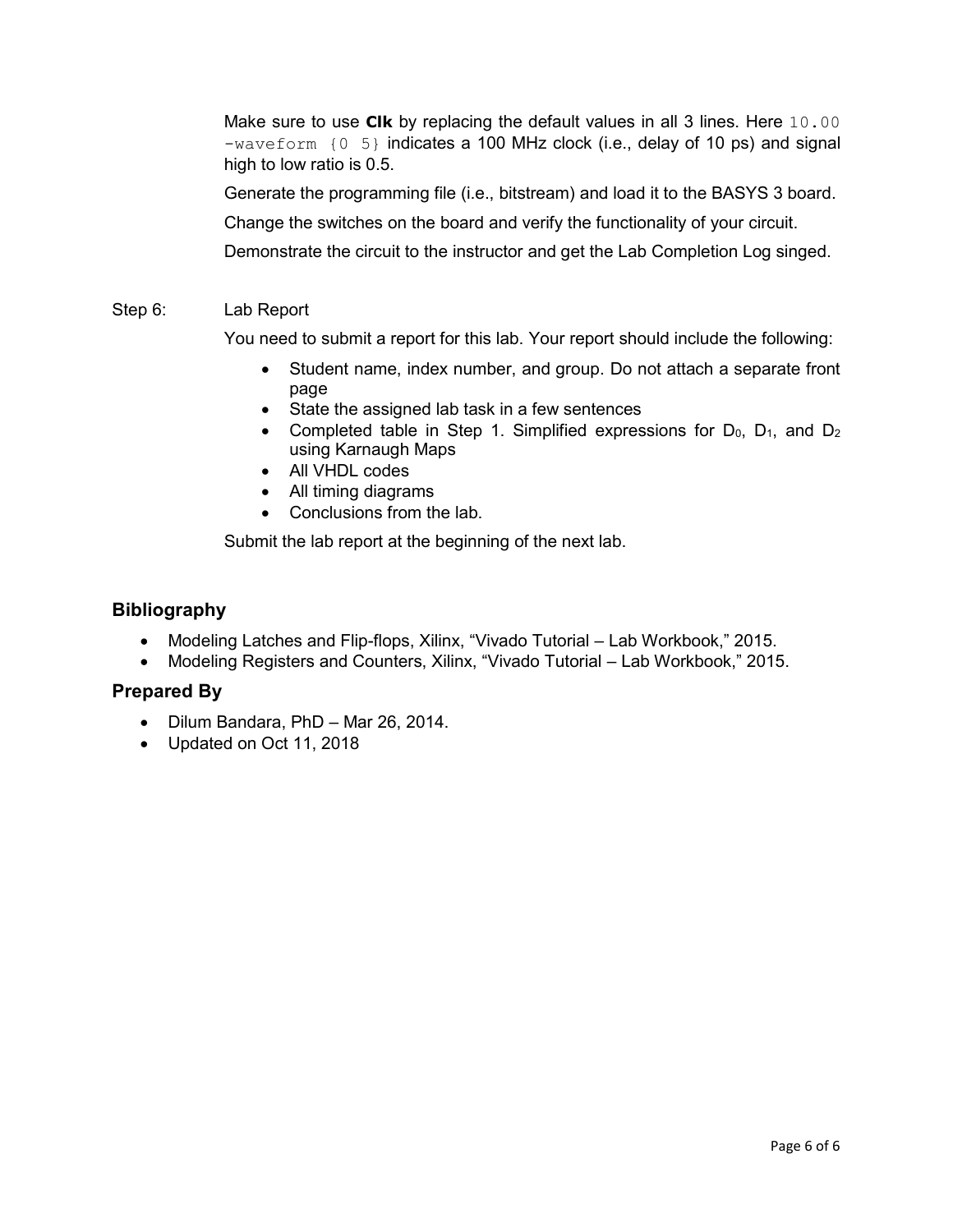Make sure to use **Clk** by replacing the default values in all 3 lines. Here `10.00 -waveform {0 5}` indicates a 100 MHz clock (i.e., delay of 10 ps) and signal high to low ratio is 0.5.

Generate the programming file (i.e., bitstream) and load it to the BASYS 3 board.

Change the switches on the board and verify the functionality of your circuit.

Demonstrate the circuit to the instructor and get the Lab Completion Log singed.

Step 6: Lab Report

You need to submit a report for this lab. Your report should include the following:

- Student name, index number, and group. Do not attach a separate front page
- State the assigned lab task in a few sentences
- Completed table in Step 1. Simplified expressions for $D_0$, $D_1$, and $D_2$ using Karnaugh Maps
- All VHDL codes
- All timing diagrams
- Conclusions from the lab.

Submit the lab report at the beginning of the next lab.

## Bibliography

- Modeling Latches and Flip-flops, Xilinx, "Vivado Tutorial – Lab Workbook," 2015.
- Modeling Registers and Counters, Xilinx, "Vivado Tutorial – Lab Workbook," 2015.

## Prepared By

- Dilum Bandara, PhD – Mar 26, 2014.
- Updated on Oct 11, 2018